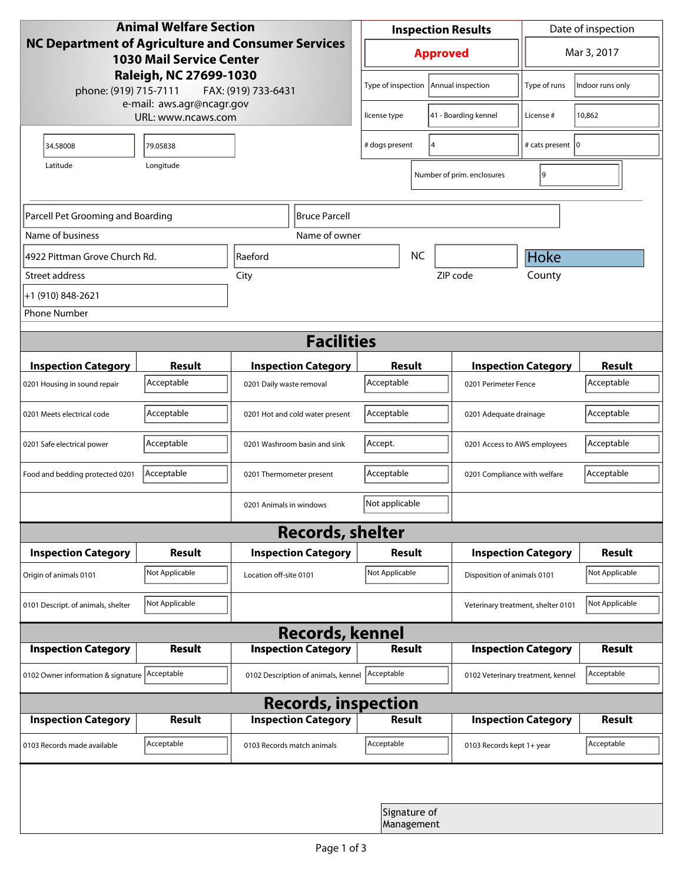**Animal Welfare Section**
**NC Department of Agriculture and Consumer Services**
**1030 Mail Service Center**
**Raleigh, NC 27699-1030**
phone: (919) 715-7111 FAX: (919) 733-6431
e-mail: aws.agr@ncagr.gov
URL: www.ncaws.com

| Inspection Results | Date of inspection |
|---|---|
| **Approved** | Mar 3, 2017 |

| | | | |
|---|---|---|---|
| Type of inspection | Annual inspection | Type of runs | Indoor runs only |
| license type | 41 - Boarding kennel | License # | 10,862 |
| # dogs present | 4 | # cats present | 0 |
| Number of prim. enclosures | 9 | | |

| Latitude | Longitude |
|---|---|
| 34.58008 | 79.05838 |

| | |
|---|---|
| Name of business | Parcell Pet Grooming and Boarding |
| Name of owner | Bruce Parcell |
| Street address | 4922 Pittman Grove Church Rd. |
| City | Raeford |
| State | NC |
| ZIP code | |
| County | Hoke |
| Phone Number | +1 (910) 848-2621 |

## Facilities

| Inspection Category | Result | Inspection Category | Result | Inspection Category | Result |
|---|---|---|---|---|---|
| 0201 Housing in sound repair | Acceptable | 0201 Daily waste removal | Acceptable | 0201 Perimeter Fence | Acceptable |
| 0201 Meets electrical code | Acceptable | 0201 Hot and cold water present | Acceptable | 0201 Adequate drainage | Acceptable |
| 0201 Safe electrical power | Acceptable | 0201 Washroom basin and sink | Accept. | 0201 Access to AWS employees | Acceptable |
| Food and bedding protected 0201 | Acceptable | 0201 Thermometer present | Acceptable | 0201 Compliance with welfare | Acceptable |
| | | 0201 Animals in windows | Not applicable | | |

## Records, shelter

| Inspection Category | Result | Inspection Category | Result | Inspection Category | Result |
|---|---|---|---|---|---|
| Origin of animals 0101 | Not Applicable | Location off-site 0101 | Not Applicable | Disposition of animals 0101 | Not Applicable |
| 0101 Descript. of animals, shelter | Not Applicable | | | Veterinary treatment, shelter 0101 | Not Applicable |

## Records, kennel

| Inspection Category | Result | Inspection Category | Result | Inspection Category | Result |
|---|---|---|---|---|---|
| 0102 Owner information & signature | Acceptable | 0102 Description of animals, kennel | Acceptable | 0102 Veterinary treatment, kennel | Acceptable |

## Records, inspection

| Inspection Category | Result | Inspection Category | Result | Inspection Category | Result |
|---|---|---|---|---|---|
| 0103 Records made available | Acceptable | 0103 Records match animals | Acceptable | 0103 Records kept 1+ year | Acceptable |

Signature of Management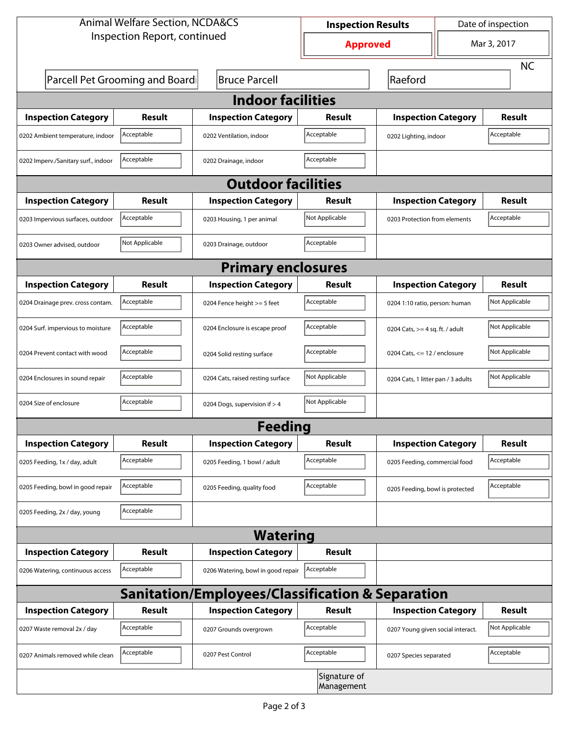Animal Welfare Section, NCDA&CS
Inspection Report, continued

| Inspection Results | Date of inspection |
|---|---|
| Approved | Mar 3, 2017 |

| Parcell Pet Grooming and Boardi | Bruce Parcell | Raeford | NC |
|---|---|---|---|

## Indoor facilities

| Inspection Category | Result | Inspection Category | Result | Inspection Category | Result |
|---|---|---|---|---|---|
| 0202 Ambient temperature, indoor | Acceptable | 0202 Ventilation, indoor | Acceptable | 0202 Lighting, indoor | Acceptable |
| 0202 Imperv./Sanitary surf., indoor | Acceptable | 0202 Drainage, indoor | Acceptable | | |

## Outdoor facilities

| Inspection Category | Result | Inspection Category | Result | Inspection Category | Result |
|---|---|---|---|---|---|
| 0203 Impervious surfaces, outdoor | Acceptable | 0203 Housing, 1 per animal | Not Applicable | 0203 Protection from elements | Acceptable |
| 0203 Owner advised, outdoor | Not Applicable | 0203 Drainage, outdoor | Acceptable | | |

## Primary enclosures

| Inspection Category | Result | Inspection Category | Result | Inspection Category | Result |
|---|---|---|---|---|---|
| 0204 Drainage prev. cross contam. | Acceptable | 0204 Fence height >= 5 feet | Acceptable | 0204 1:10 ratio, person: human | Not Applicable |
| 0204 Surf. impervious to moisture | Acceptable | 0204 Enclosure is escape proof | Acceptable | 0204 Cats, >= 4 sq. ft. / adult | Not Applicable |
| 0204 Prevent contact with wood | Acceptable | 0204 Solid resting surface | Acceptable | 0204 Cats, <= 12 / enclosure | Not Applicable |
| 0204 Enclosures in sound repair | Acceptable | 0204 Cats, raised resting surface | Not Applicable | 0204 Cats, 1 litter pan / 3 adults | Not Applicable |
| 0204 Size of enclosure | Acceptable | 0204 Dogs, supervision if > 4 | Not Applicable | | |

## Feeding

| Inspection Category | Result | Inspection Category | Result | Inspection Category | Result |
|---|---|---|---|---|---|
| 0205 Feeding, 1x / day, adult | Acceptable | 0205 Feeding, 1 bowl / adult | Acceptable | 0205 Feeding, commercial food | Acceptable |
| 0205 Feeding, bowl in good repair | Acceptable | 0205 Feeding, quality food | Acceptable | 0205 Feeding, bowl is protected | Acceptable |
| 0205 Feeding, 2x / day, young | Acceptable | | | | |

## Watering

| Inspection Category | Result | Inspection Category | Result |
|---|---|---|---|
| 0206 Watering, continuous access | Acceptable | 0206 Watering, bowl in good repair | Acceptable |

## Sanitation/Employees/Classification & Separation

| Inspection Category | Result | Inspection Category | Result | Inspection Category | Result |
|---|---|---|---|---|---|
| 0207 Waste removal 2x / day | Acceptable | 0207 Grounds overgrown | Acceptable | 0207 Young given social interact. | Not Applicable |
| 0207 Animals removed while clean | Acceptable | 0207 Pest Control | Acceptable | 0207 Species separated | Acceptable |

Signature of Management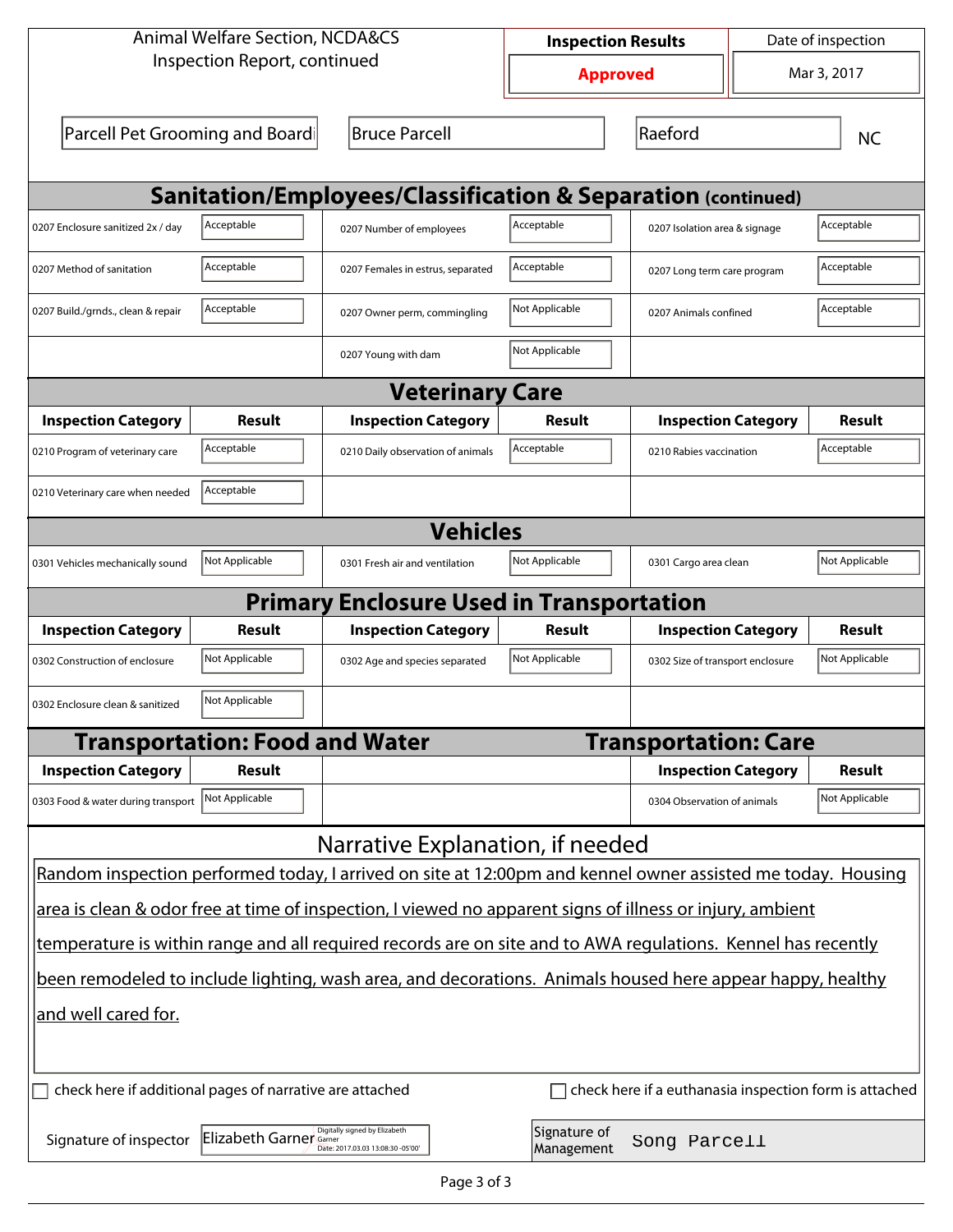Animal Welfare Section, NCDA&CS
Inspection Report, continued

| Inspection Results | Date of inspection |
|---|---|
| **Approved** | Mar 3, 2017 |

Parcell Pet Grooming and Boardi | Bruce Parcell | Raeford | NC

## Sanitation/Employees/Classification & Separation (continued)

| | | | | | |
|---|---|---|---|---|---|
| 0207 Enclosure sanitized 2x / day | Acceptable | 0207 Number of employees | Acceptable | 0207 Isolation area & signage | Acceptable |
| 0207 Method of sanitation | Acceptable | 0207 Females in estrus, separated | Acceptable | 0207 Long term care program | Acceptable |
| 0207 Build./grnds., clean & repair | Acceptable | 0207 Owner perm, commingling | Not Applicable | 0207 Animals confined | Acceptable |
| | | 0207 Young with dam | Not Applicable | | |

## Veterinary Care

| Inspection Category | Result | Inspection Category | Result | Inspection Category | Result |
|---|---|---|---|---|---|
| 0210 Program of veterinary care | Acceptable | 0210 Daily observation of animals | Acceptable | 0210 Rabies vaccination | Acceptable |
| 0210 Veterinary care when needed | Acceptable | | | | |

## Vehicles

| | | | | | |
|---|---|---|---|---|---|
| 0301 Vehicles mechanically sound | Not Applicable | 0301 Fresh air and ventilation | Not Applicable | 0301 Cargo area clean | Not Applicable |

## Primary Enclosure Used in Transportation

| Inspection Category | Result | Inspection Category | Result | Inspection Category | Result |
|---|---|---|---|---|---|
| 0302 Construction of enclosure | Not Applicable | 0302 Age and species separated | Not Applicable | 0302 Size of transport enclosure | Not Applicable |
| 0302 Enclosure clean & sanitized | Not Applicable | | | | |

## Transportation: Food and Water / Transportation: Care

| Inspection Category | Result | | Inspection Category | Result |
|---|---|---|---|---|
| 0303 Food & water during transport | Not Applicable | | 0304 Observation of animals | Not Applicable |

## Narrative Explanation, if needed

Random inspection performed today, I arrived on site at 12:00pm and kennel owner assisted me today. Housing area is clean & odor free at time of inspection, I viewed no apparent signs of illness or injury, ambient temperature is within range and all required records are on site and to AWA regulations. Kennel has recently been remodeled to include lighting, wash area, and decorations. Animals housed here appear happy, healthy and well cared for.

☐ check here if additional pages of narrative are attached

☐ check here if a euthanasia inspection form is attached

Signature of inspector: Elizabeth Garner (Digitally signed by Elizabeth Garner, Date: 2017.03.03 13:08:30 -05'00')

Signature of Management: Song Parcell